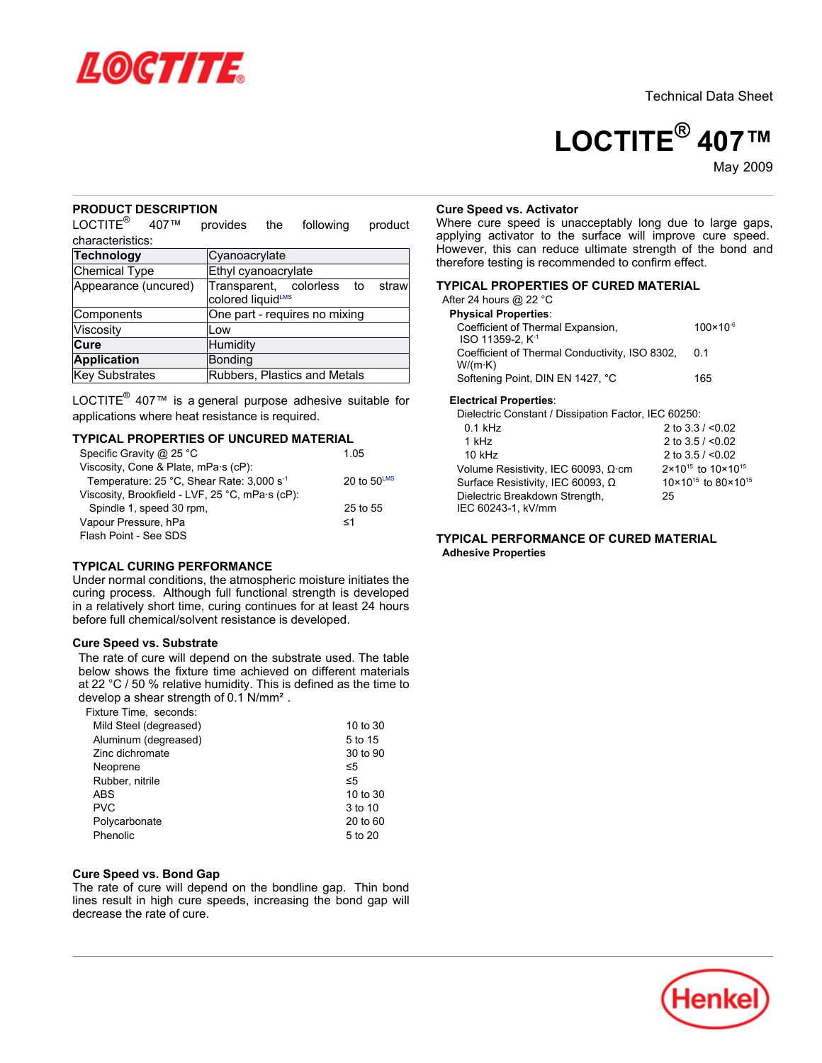Technical Data Sheet

# LOCTITE® 407™

May 2009

## PRODUCT DESCRIPTION

LOCTITE® 407™ provides the following product characteristics:

| **Technology** | Cyanoacrylate |
|---|---|
| Chemical Type | Ethyl cyanoacrylate |
| Appearance (uncured) | Transparent, colorless to straw colored liquid^LMS |
| Components | One part - requires no mixing |
| Viscosity | Low |
| **Cure** | Humidity |
| **Application** | Bonding |
| Key Substrates | Rubbers, Plastics and Metals |

LOCTITE® 407™ is a general purpose adhesive suitable for applications where heat resistance is required.

## TYPICAL PROPERTIES OF UNCURED MATERIAL

| | |
|---|---|
| Specific Gravity @ 25 °C | 1.05 |
| Viscosity, Cone & Plate, mPa·s (cP): | |
| Temperature: 25 °C, Shear Rate: 3,000 $s^{-1}$ | 20 to 50^LMS |
| Viscosity, Brookfield - LVF, 25 °C, mPa·s (cP): | |
| Spindle 1, speed 30 rpm, | 25 to 55 |
| Vapour Pressure, hPa | ≤1 |
| Flash Point - See SDS | |

## TYPICAL CURING PERFORMANCE

Under normal conditions, the atmospheric moisture initiates the curing process. Although full functional strength is developed in a relatively short time, curing continues for at least 24 hours before full chemical/solvent resistance is developed.

### Cure Speed vs. Substrate

The rate of cure will depend on the substrate used. The table below shows the fixture time achieved on different materials at 22 °C / 50 % relative humidity. This is defined as the time to develop a shear strength of 0.1 N/mm².

| Fixture Time, seconds: | |
|---|---|
| Mild Steel (degreased) | 10 to 30 |
| Aluminum (degreased) | 5 to 15 |
| Zinc dichromate | 30 to 90 |
| Neoprene | ≤5 |
| Rubber, nitrile | ≤5 |
| ABS | 10 to 30 |
| PVC | 3 to 10 |
| Polycarbonate | 20 to 60 |
| Phenolic | 5 to 20 |

### Cure Speed vs. Bond Gap

The rate of cure will depend on the bondline gap. Thin bond lines result in high cure speeds, increasing the bond gap will decrease the rate of cure.

### Cure Speed vs. Activator

Where cure speed is unacceptably long due to large gaps, applying activator to the surface will improve cure speed. However, this can reduce ultimate strength of the bond and therefore testing is recommended to confirm effect.

## TYPICAL PROPERTIES OF CURED MATERIAL

After 24 hours @ 22 °C

**Physical Properties**:

| | |
|---|---|
| Coefficient of Thermal Expansion, ISO 11359-2, $K^{-1}$ | $100\times10^{-6}$ |
| Coefficient of Thermal Conductivity, ISO 8302, W/(m·K) | 0.1 |
| Softening Point, DIN EN 1427, °C | 165 |

**Electrical Properties**:

| | |
|---|---|
| Dielectric Constant / Dissipation Factor, IEC 60250: | |
| 0.1 kHz | 2 to 3.3 / <0.02 |
| 1 kHz | 2 to 3.5 / <0.02 |
| 10 kHz | 2 to 3.5 / <0.02 |
| Volume Resistivity, IEC 60093, Ω·cm | $2\times10^{15}$ to $10\times10^{15}$ |
| Surface Resistivity, IEC 60093, Ω | $10\times10^{15}$ to $80\times10^{15}$ |
| Dielectric Breakdown Strength, IEC 60243-1, kV/mm | 25 |

## TYPICAL PERFORMANCE OF CURED MATERIAL

**Adhesive Properties**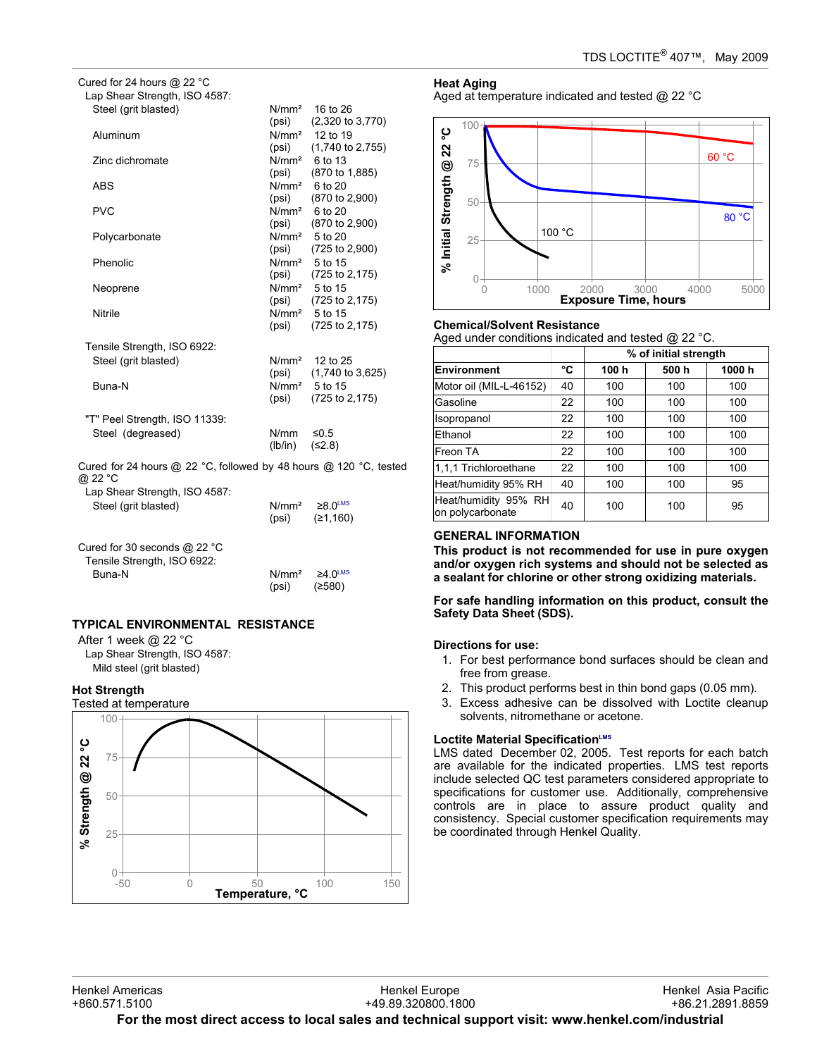Cured for 24 hours @ 22 °C

Lap Shear Strength, ISO 4587:

| | | |
|---|---|---|
| Steel (grit blasted) | N/mm² | 16 to 26 |
| | (psi) | (2,320 to 3,770) |
| Aluminum | N/mm² | 12 to 19 |
| | (psi) | (1,740 to 2,755) |
| Zinc dichromate | N/mm² | 6 to 13 |
| | (psi) | (870 to 1,885) |
| ABS | N/mm² | 6 to 20 |
| | (psi) | (870 to 2,900) |
| PVC | N/mm² | 6 to 20 |
| | (psi) | (870 to 2,900) |
| Polycarbonate | N/mm² | 5 to 20 |
| | (psi) | (725 to 2,900) |
| Phenolic | N/mm² | 5 to 15 |
| | (psi) | (725 to 2,175) |
| Neoprene | N/mm² | 5 to 15 |
| | (psi) | (725 to 2,175) |
| Nitrile | N/mm² | 5 to 15 |
| | (psi) | (725 to 2,175) |

Tensile Strength, ISO 6922:

| | | |
|---|---|---|
| Steel (grit blasted) | N/mm² | 12 to 25 |
| | (psi) | (1,740 to 3,625) |
| Buna-N | N/mm² | 5 to 15 |
| | (psi) | (725 to 2,175) |

"T" Peel Strength, ISO 11339:

| | | |
|---|---|---|
| Steel (degreased) | N/mm | ≤0.5 |
| | (lb/in) | (≤2.8) |

Cured for 24 hours @ 22 °C, followed by 48 hours @ 120 °C, tested @ 22 °C

Lap Shear Strength, ISO 4587:

| | | |
|---|---|---|
| Steel (grit blasted) | N/mm² | ≥8.0[LMS] |
| | (psi) | (≥1,160) |

Cured for 30 seconds @ 22 °C

Tensile Strength, ISO 6922:

| | | |
|---|---|---|
| Buna-N | N/mm² | ≥4.0[LMS] |
| | (psi) | (≥580) |

## TYPICAL ENVIRONMENTAL RESISTANCE

After 1 week @ 22 °C

Lap Shear Strength, ISO 4587:

Mild steel (grit blasted)

### Hot Strength

Tested at temperature

### Heat Aging

Aged at temperature indicated and tested @ 22 °C

### Chemical/Solvent Resistance

Aged under conditions indicated and tested @ 22 °C.

| | | % of initial strength | | |
|---|---|---|---|---|
| **Environment** | **°C** | **100 h** | **500 h** | **1000 h** |
| Motor oil (MIL-L-46152) | 40 | 100 | 100 | 100 |
| Gasoline | 22 | 100 | 100 | 100 |
| Isopropanol | 22 | 100 | 100 | 100 |
| Ethanol | 22 | 100 | 100 | 100 |
| Freon TA | 22 | 100 | 100 | 100 |
| 1,1,1 Trichloroethane | 22 | 100 | 100 | 100 |
| Heat/humidity 95% RH | 40 | 100 | 100 | 95 |
| Heat/humidity 95% RH on polycarbonate | 40 | 100 | 100 | 95 |

## GENERAL INFORMATION

**This product is not recommended for use in pure oxygen and/or oxygen rich systems and should not be selected as a sealant for chlorine or other strong oxidizing materials.**

**For safe handling information on this product, consult the Safety Data Sheet (SDS).**

### Directions for use:

1. For best performance bond surfaces should be clean and free from grease.
2. This product performs best in thin bond gaps (0.05 mm).
3. Excess adhesive can be dissolved with Loctite cleanup solvents, nitromethane or acetone.

### Loctite Material Specification[LMS]

LMS dated December 02, 2005. Test reports for each batch are available for the indicated properties. LMS test reports include selected QC test parameters considered appropriate to specifications for customer use. Additionally, comprehensive controls are in place to assure product quality and consistency. Special customer specification requirements may be coordinated through Henkel Quality.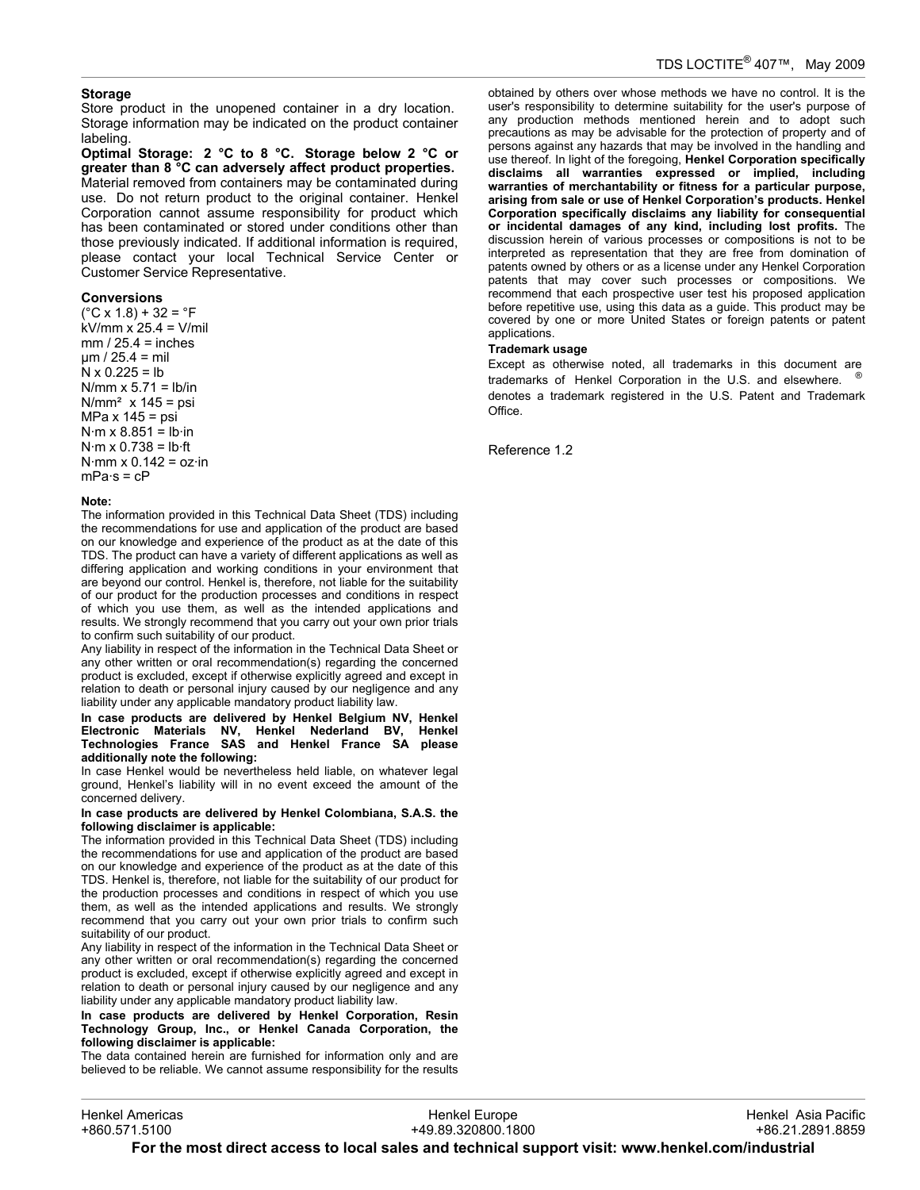### Storage

Store product in the unopened container in a dry location. Storage information may be indicated on the product container labeling.

**Optimal Storage: 2 °C to 8 °C. Storage below 2 °C or greater than 8 °C can adversely affect product properties.** Material removed from containers may be contaminated during use. Do not return product to the original container. Henkel Corporation cannot assume responsibility for product which has been contaminated or stored under conditions other than those previously indicated. If additional information is required, please contact your local Technical Service Center or Customer Service Representative.

### Conversions

(°C x 1.8) + 32 = °F
kV/mm x 25.4 = V/mil
mm / 25.4 = inches
µm / 25.4 = mil
N x 0.225 = lb
N/mm x 5.71 = lb/in
N/mm² x 145 = psi
MPa x 145 = psi
N·m x 8.851 = lb·in
N·m x 0.738 = lb·ft
N·mm x 0.142 = oz·in
mPa·s = cP

#### Note:

The information provided in this Technical Data Sheet (TDS) including the recommendations for use and application of the product are based on our knowledge and experience of the product as at the date of this TDS. The product can have a variety of different applications as well as differing application and working conditions in your environment that are beyond our control. Henkel is, therefore, not liable for the suitability of our product for the production processes and conditions in respect of which you use them, as well as the intended applications and results. We strongly recommend that you carry out your own prior trials to confirm such suitability of our product.

Any liability in respect of the information in the Technical Data Sheet or any other written or oral recommendation(s) regarding the concerned product is excluded, except if otherwise explicitly agreed and except in relation to death or personal injury caused by our negligence and any liability under any applicable mandatory product liability law.

**In case products are delivered by Henkel Belgium NV, Henkel Electronic Materials NV, Henkel Nederland BV, Henkel Technologies France SAS and Henkel France SA please additionally note the following:**

In case Henkel would be nevertheless held liable, on whatever legal ground, Henkel's liability will in no event exceed the amount of the concerned delivery.

**In case products are delivered by Henkel Colombiana, S.A.S. the following disclaimer is applicable:**

The information provided in this Technical Data Sheet (TDS) including the recommendations for use and application of the product are based on our knowledge and experience of the product as at the date of this TDS. Henkel is, therefore, not liable for the suitability of our product for the production processes and conditions in respect of which you use them, as well as the intended applications and results. We strongly recommend that you carry out your own prior trials to confirm such suitability of our product.

Any liability in respect of the information in the Technical Data Sheet or any other written or oral recommendation(s) regarding the concerned product is excluded, except if otherwise explicitly agreed and except in relation to death or personal injury caused by our negligence and any liability under any applicable mandatory product liability law.

**In case products are delivered by Henkel Corporation, Resin Technology Group, Inc., or Henkel Canada Corporation, the following disclaimer is applicable:**

The data contained herein are furnished for information only and are believed to be reliable. We cannot assume responsibility for the results obtained by others over whose methods we have no control. It is the user's responsibility to determine suitability for the user's purpose of any production methods mentioned herein and to adopt such precautions as may be advisable for the protection of property and of persons against any hazards that may be involved in the handling and use thereof. In light of the foregoing, **Henkel Corporation specifically disclaims all warranties expressed or implied, including warranties of merchantability or fitness for a particular purpose, arising from sale or use of Henkel Corporation's products. Henkel Corporation specifically disclaims any liability for consequential or incidental damages of any kind, including lost profits.** The discussion herein of various processes or compositions is not to be interpreted as representation that they are free from domination of patents owned by others or as a license under any Henkel Corporation patents that may cover such processes or compositions. We recommend that each prospective user test his proposed application before repetitive use, using this data as a guide. This product may be covered by one or more United States or foreign patents or patent applications.

#### Trademark usage

Except as otherwise noted, all trademarks in this document are trademarks of Henkel Corporation in the U.S. and elsewhere. ® denotes a trademark registered in the U.S. Patent and Trademark Office.

Reference 1.2

Henkel Americas
+860.571.5100

Henkel Europe
+49.89.320800.1800

Henkel Asia Pacific
+86.21.2891.8859

**For the most direct access to local sales and technical support visit: www.henkel.com/industrial**